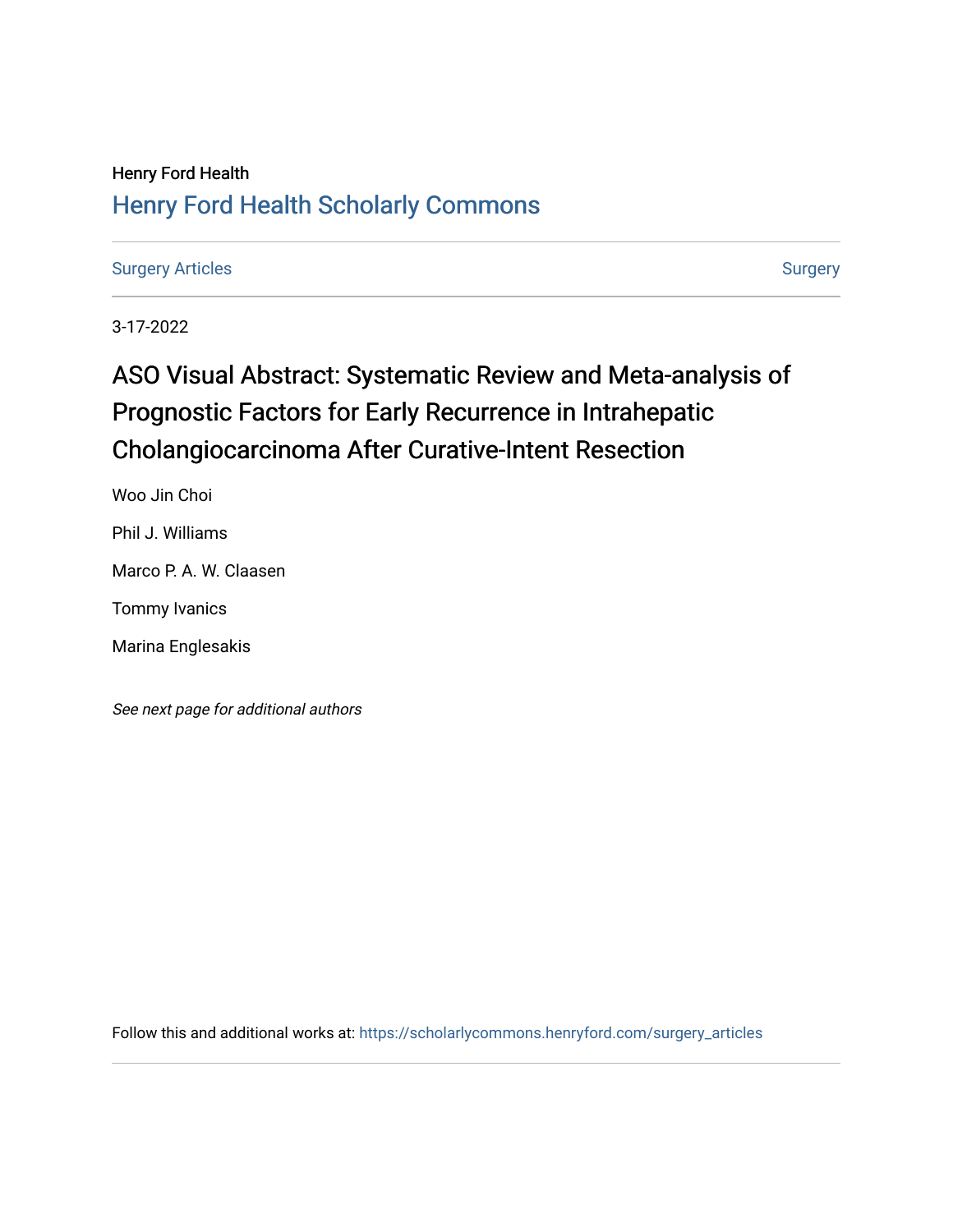Henry Ford Health

## Henry Ford Health Scholarly Commons

Surgery Articles | Surgery

3-17-2022

# ASO Visual Abstract: Systematic Review and Meta-analysis of Prognostic Factors for Early Recurrence in Intrahepatic Cholangiocarcinoma After Curative-Intent Resection

Woo Jin Choi

Phil J. Williams

Marco P. A. W. Claasen

Tommy Ivanics

Marina Englesakis

*See next page for additional authors*

Follow this and additional works at: https://scholarlycommons.henryford.com/surgery_articles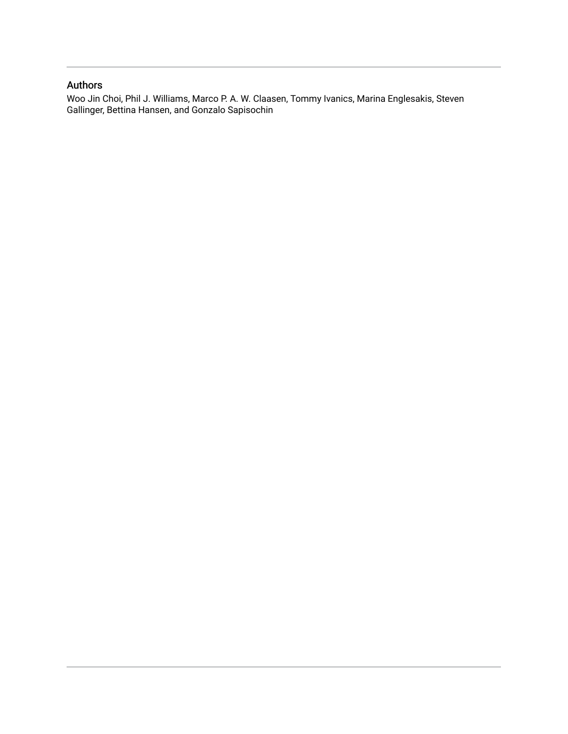## Authors

Woo Jin Choi, Phil J. Williams, Marco P. A. W. Claasen, Tommy Ivanics, Marina Englesakis, Steven Gallinger, Bettina Hansen, and Gonzalo Sapisochin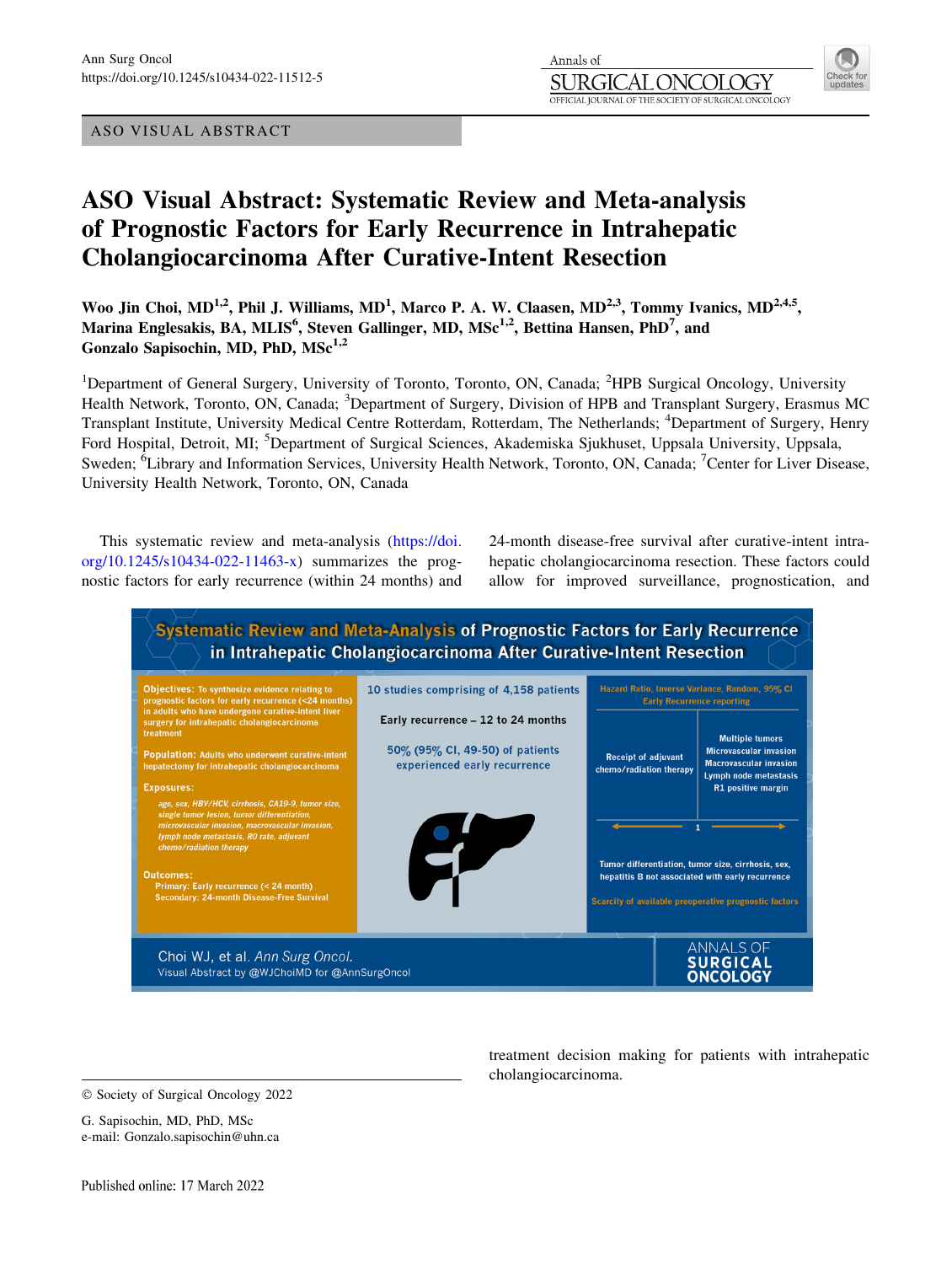ASO VISUAL ABSTRACT

# ASO Visual Abstract: Systematic Review and Meta-analysis of Prognostic Factors for Early Recurrence in Intrahepatic Cholangiocarcinoma After Curative-Intent Resection

**Woo Jin Choi, MD[1,2], Phil J. Williams, MD[1], Marco P. A. W. Claasen, MD[2,3], Tommy Ivanics, MD[2,4,5], Marina Englesakis, BA, MLIS[6], Steven Gallinger, MD, MSc[1,2], Bettina Hansen, PhD[7], and Gonzalo Sapisochin, MD, PhD, MSc[1,2]**

[1]Department of General Surgery, University of Toronto, Toronto, ON, Canada; [2]HPB Surgical Oncology, University Health Network, Toronto, ON, Canada; [3]Department of Surgery, Division of HPB and Transplant Surgery, Erasmus MC Transplant Institute, University Medical Centre Rotterdam, Rotterdam, The Netherlands; [4]Department of Surgery, Henry Ford Hospital, Detroit, MI; [5]Department of Surgical Sciences, Akademiska Sjukhuset, Uppsala University, Uppsala, Sweden; [6]Library and Information Services, University Health Network, Toronto, ON, Canada; [7]Center for Liver Disease, University Health Network, Toronto, ON, Canada

This systematic review and meta-analysis (https://doi.org/10.1245/s10434-022-11463-x) summarizes the prognostic factors for early recurrence (within 24 months) and 24-month disease-free survival after curative-intent intrahepatic cholangiocarcinoma resection. These factors could allow for improved surveillance, prognostication, and treatment decision making for patients with intrahepatic cholangiocarcinoma.

**Systematic Review and Meta-Analysis of Prognostic Factors for Early Recurrence in Intrahepatic Cholangiocarcinoma After Curative-Intent Resection**

**Objectives:** To synthesize evidence relating to prognostic factors for early recurrence (<24 months) in adults who have undergone curative-intent liver surgery for intrahepatic cholangiocarcinoma treatment

**Population:** Adults who underwent curative-intent hepatectomy for intrahepatic cholangiocarcinoma

**Exposures:**

*age, sex, HBV/HCV, cirrhosis, CA19-9, tumor size, single tumor lesion, tumor differentiation, microvascular invasion, macrovascular invasion, lymph node metastasis, R0 rate, adjuvant chemo/radiation therapy*

**Outcomes:**
- Primary: Early recurrence (< 24 month)
- Secondary: 24-month Disease-Free Survival

10 studies comprising of 4,158 patients

Early recurrence – 12 to 24 months

50% (95% CI, 49-50) of patients experienced early recurrence

Hazard Ratio, Inverse Variance, Random, 95% CI
Early Recurrence reporting

| Receipt of adjuvant chemo/radiation therapy | Multiple tumors<br>Microvascular invasion<br>Macrovascular invasion<br>Lymph node metastasis<br>R1 positive margin |
|---|---|
| ← | 1 → |

Tumor differentiation, tumor size, cirrhosis, sex, hepatitis B not associated with early recurrence

Scarcity of available preoperative prognostic factors

Choi WJ, et al. *Ann Surg Oncol.*
Visual Abstract by @WJChoiMD for @AnnSurgOncol

© Society of Surgical Oncology 2022

G. Sapisochin, MD, PhD, MSc
e-mail: Gonzalo.sapisochin@uhn.ca

Published online: 17 March 2022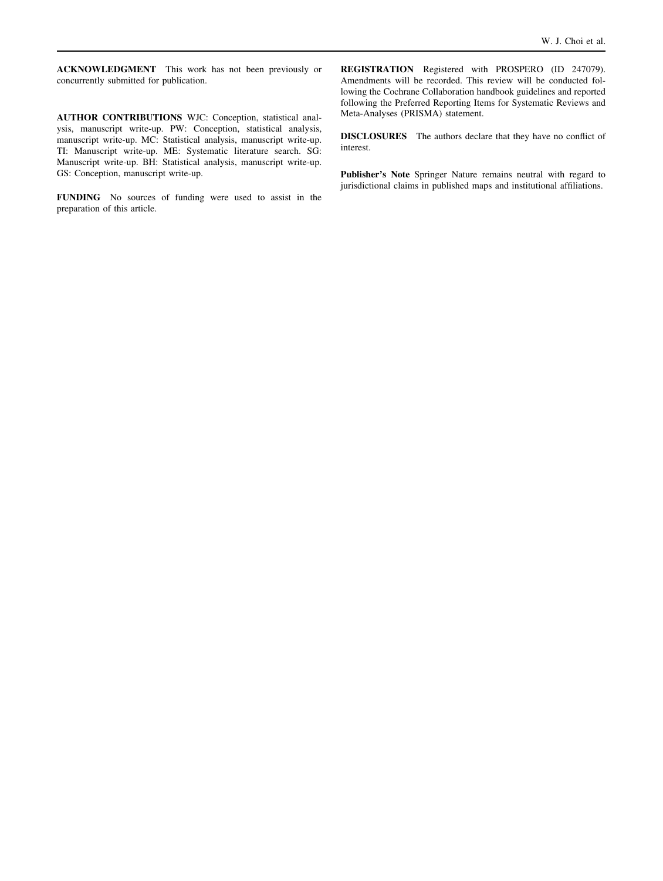**ACKNOWLEDGMENT** This work has not been previously or concurrently submitted for publication.

**AUTHOR CONTRIBUTIONS** WJC: Conception, statistical analysis, manuscript write-up. PW: Conception, statistical analysis, manuscript write-up. MC: Statistical analysis, manuscript write-up. TI: Manuscript write-up. ME: Systematic literature search. SG: Manuscript write-up. BH: Statistical analysis, manuscript write-up. GS: Conception, manuscript write-up.

**FUNDING** No sources of funding were used to assist in the preparation of this article.

**REGISTRATION** Registered with PROSPERO (ID 247079). Amendments will be recorded. This review will be conducted following the Cochrane Collaboration handbook guidelines and reported following the Preferred Reporting Items for Systematic Reviews and Meta-Analyses (PRISMA) statement.

**DISCLOSURES** The authors declare that they have no conflict of interest.

**Publisher's Note** Springer Nature remains neutral with regard to jurisdictional claims in published maps and institutional affiliations.